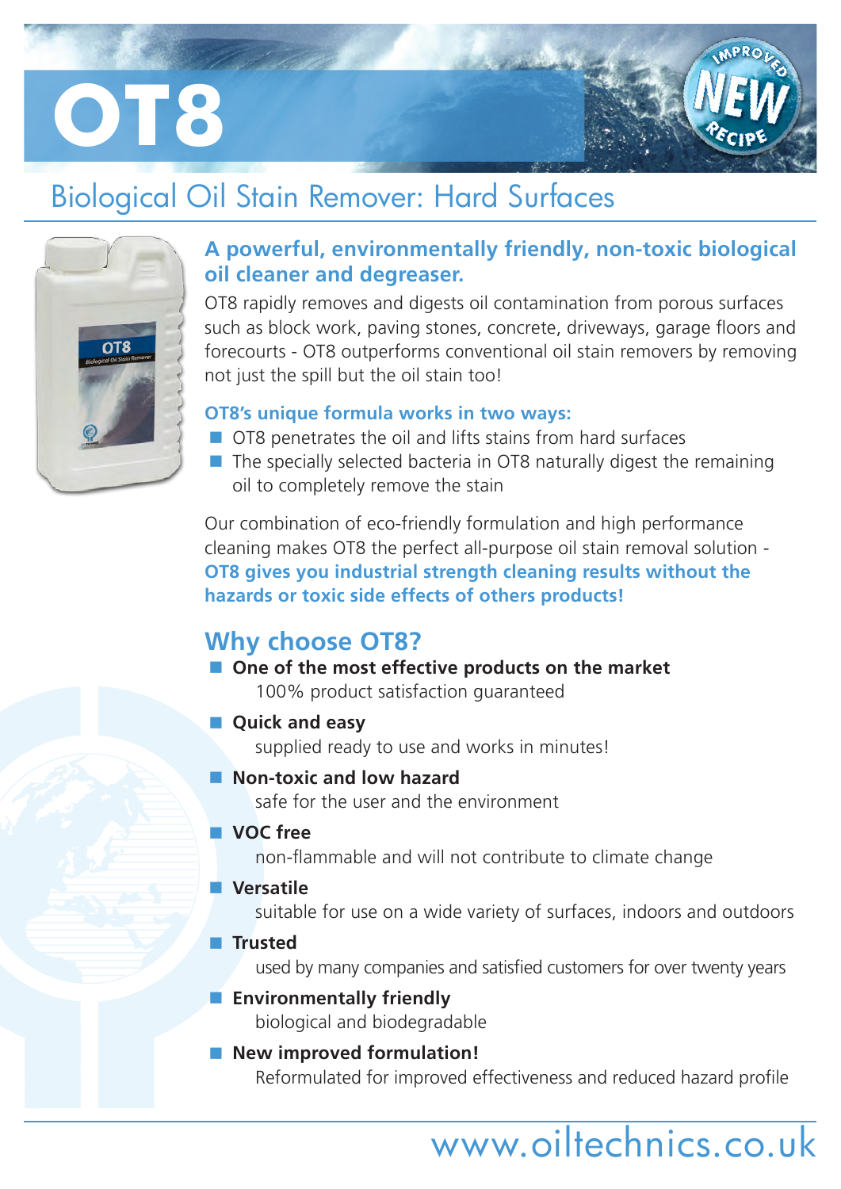# OT8

## Biological Oil Stain Remover: Hard Surfaces

### A powerful, environmentally friendly, non-toxic biological oil cleaner and degreaser.

OT8 rapidly removes and digests oil contamination from porous surfaces such as block work, paving stones, concrete, driveways, garage floors and forecourts - OT8 outperforms conventional oil stain removers by removing not just the spill but the oil stain too!

**OT8's unique formula works in two ways:**

- OT8 penetrates the oil and lifts stains from hard surfaces
- The specially selected bacteria in OT8 naturally digest the remaining oil to completely remove the stain

Our combination of eco-friendly formulation and high performance cleaning makes OT8 the perfect all-purpose oil stain removal solution - **OT8 gives you industrial strength cleaning results without the hazards or toxic side effects of others products!**

## Why choose OT8?

- **One of the most effective products on the market**
  100% product satisfaction guaranteed
- **Quick and easy**
  supplied ready to use and works in minutes!
- **Non-toxic and low hazard**
  safe for the user and the environment
- **VOC free**
  non-flammable and will not contribute to climate change
- **Versatile**
  suitable for use on a wide variety of surfaces, indoors and outdoors
- **Trusted**
  used by many companies and satisfied customers for over twenty years
- **Environmentally friendly**
  biological and biodegradable
- **New improved formulation!**
  Reformulated for improved effectiveness and reduced hazard profile

www.oiltechnics.co.uk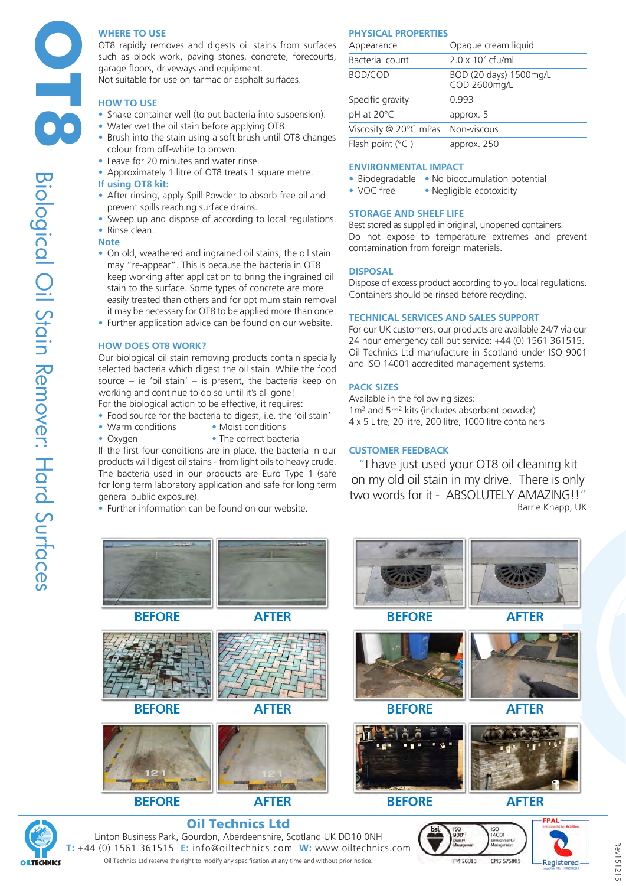# OT8

## Biological Oil Stain Remover: Hard Surfaces

### WHERE TO USE

OT8 rapidly removes and digests oil stains from surfaces such as block work, paving stones, concrete, forecourts, garage floors, driveways and equipment.
Not suitable for use on tarmac or asphalt surfaces.

### HOW TO USE

- Shake container well (to put bacteria into suspension).
- Water wet the oil stain before applying OT8.
- Brush into the stain using a soft brush until OT8 changes colour from off-white to brown.
- Leave for 20 minutes and water rinse.
- Approximately 1 litre of OT8 treats 1 square metre.

**If using OT8 kit:**

- After rinsing, apply Spill Powder to absorb free oil and prevent spills reaching surface drains.
- Sweep up and dispose of according to local regulations.
- Rinse clean.

**Note**

- On old, weathered and ingrained oil stains, the oil stain may "re-appear". This is because the bacteria in OT8 keep working after application to bring the ingrained oil stain to the surface. Some types of concrete are more easily treated than others and for optimum stain removal it may be necessary for OT8 to be applied more than once.
- Further application advice can be found on our website.

### HOW DOES OT8 WORK?

Our biological oil stain removing products contain specially selected bacteria which digest the oil stain. While the food source – ie 'oil stain' – is present, the bacteria keep on working and continue to do so until it's all gone!
For the biological action to be effective, it requires:

- Food source for the bacteria to digest, i.e. the 'oil stain'
- Warm conditions
- Moist conditions
- Oxygen
- The correct bacteria

If the first four conditions are in place, the bacteria in our products will digest oil stains - from light oils to heavy crude. The bacteria used in our products are Euro Type 1 (safe for long treated laboratory application and safe for long term general public exposure).

- Further information can be found on our website.

### PHYSICAL PROPERTIES

| | |
|---|---|
| Appearance | Opaque cream liquid |
| Bacterial count | $2.0 \times 10^7$ cfu/ml |
| BOD/COD | BOD (20 days) 1500mg/L<br>COD 2600mg/L |
| Specific gravity | 0.993 |
| pH at 20°C | approx. 5 |
| Viscosity @ 20°C mPas | Non-viscous |
| Flash point (°C ) | approx. 250 |

### ENVIRONMENTAL IMPACT

- Biodegradable
- No bioccumulation potential
- VOC free
- Negligible ecotoxicity

### STORAGE AND SHELF LIFE

Best stored as supplied in original, unopened containers.
Do not expose to temperature extremes and prevent contamination from foreign materials.

### DISPOSAL

Dispose of excess product according to you local regulations. Containers should be rinsed before recycling.

### TECHNICAL SERVICES AND SALES SUPPORT

For our UK customers, our products are available 24/7 via our 24 hour emergency call out service: +44 (0) 1561 361515.
Oil Technics Ltd manufacture in Scotland under ISO 9001 and ISO 14001 accredited management systems.

### PACK SIZES

Available in the following sizes:
1m² and 5m² kits (includes absorbent powder)
4 x 5 Litre, 20 litre, 200 litre, 1000 litre containers

### CUSTOMER FEEDBACK

"I have just used your OT8 oil cleaning kit on my old oil stain in my drive. There is only two words for it - ABSOLUTELY AMAZING!!"
Barrie Knapp, UK

BEFORE AFTER

BEFORE AFTER

BEFORE AFTER

BEFORE AFTER

BEFORE AFTER

BEFORE AFTER

**Oil Technics Ltd**
Linton Business Park, Gourdon, Aberdeenshire, Scotland UK DD10 0NH
T: +44 (0) 1561 361515 E: info@oiltechnics.com W: www.oiltechnics.com
Oil Technics Ltd reserve the right to modify any specification at any time and without prior notice.

ISO 9001 FM 26816 ISO 14001 EMS 575801 FPAL Registered

Rev151215